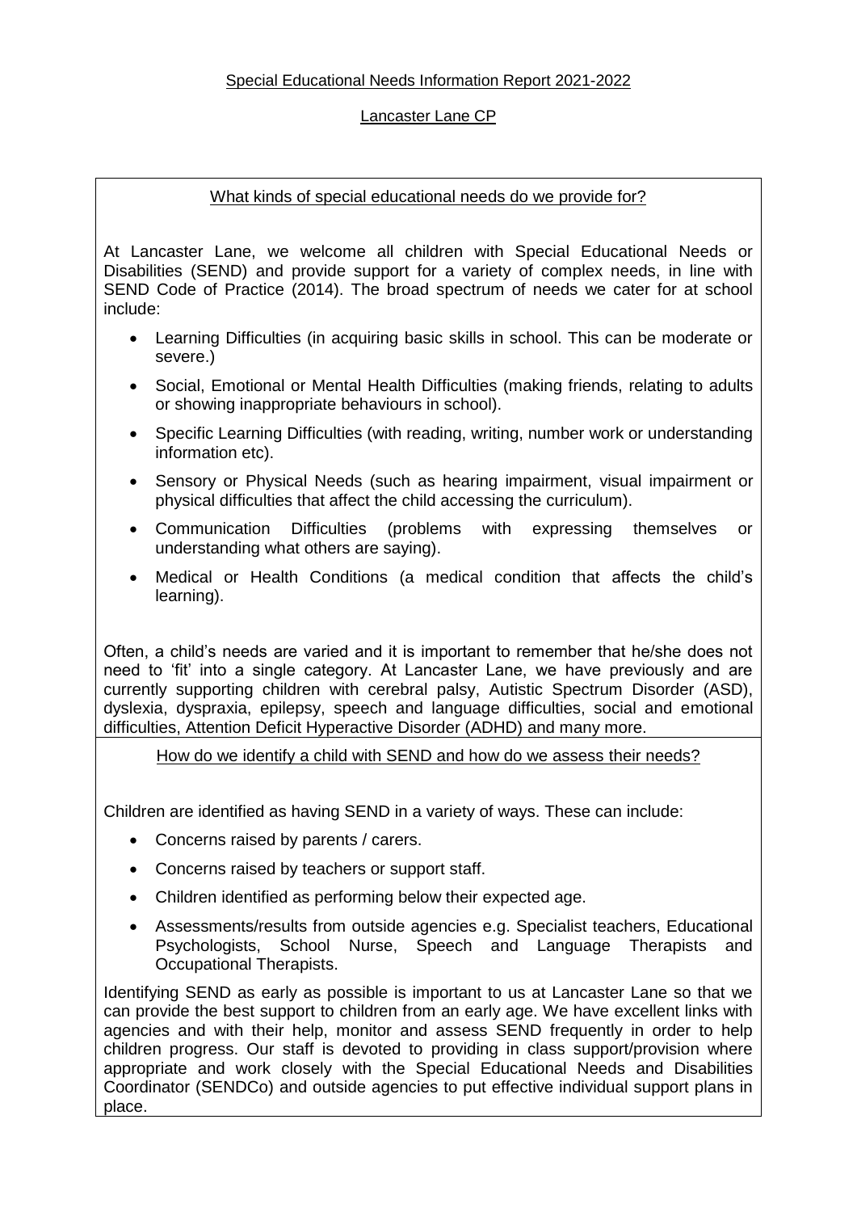# Special Educational Needs Information Report 2021-2022

## Lancaster Lane CP

### What kinds of special educational needs do we provide for?

At Lancaster Lane, we welcome all children with Special Educational Needs or Disabilities (SEND) and provide support for a variety of complex needs, in line with SEND Code of Practice (2014). The broad spectrum of needs we cater for at school include:

- Learning Difficulties (in acquiring basic skills in school. This can be moderate or severe.)
- Social, Emotional or Mental Health Difficulties (making friends, relating to adults or showing inappropriate behaviours in school).
- Specific Learning Difficulties (with reading, writing, number work or understanding information etc).
- Sensory or Physical Needs (such as hearing impairment, visual impairment or physical difficulties that affect the child accessing the curriculum).
- Communication Difficulties (problems with expressing themselves or understanding what others are saying).
- Medical or Health Conditions (a medical condition that affects the child's learning).

Often, a child's needs are varied and it is important to remember that he/she does not need to 'fit' into a single category. At Lancaster Lane, we have previously and are currently supporting children with cerebral palsy, Autistic Spectrum Disorder (ASD), dyslexia, dyspraxia, epilepsy, speech and language difficulties, social and emotional difficulties, Attention Deficit Hyperactive Disorder (ADHD) and many more.

### How do we identify a child with SEND and how do we assess their needs?

Children are identified as having SEND in a variety of ways. These can include:

- Concerns raised by parents / carers.
- Concerns raised by teachers or support staff.
- Children identified as performing below their expected age.
- Assessments/results from outside agencies e.g. Specialist teachers, Educational Psychologists, School Nurse, Speech and Language Therapists and Occupational Therapists.

Identifying SEND as early as possible is important to us at Lancaster Lane so that we can provide the best support to children from an early age. We have excellent links with agencies and with their help, monitor and assess SEND frequently in order to help children progress. Our staff is devoted to providing in class support/provision where appropriate and work closely with the Special Educational Needs and Disabilities Coordinator (SENDCo) and outside agencies to put effective individual support plans in place.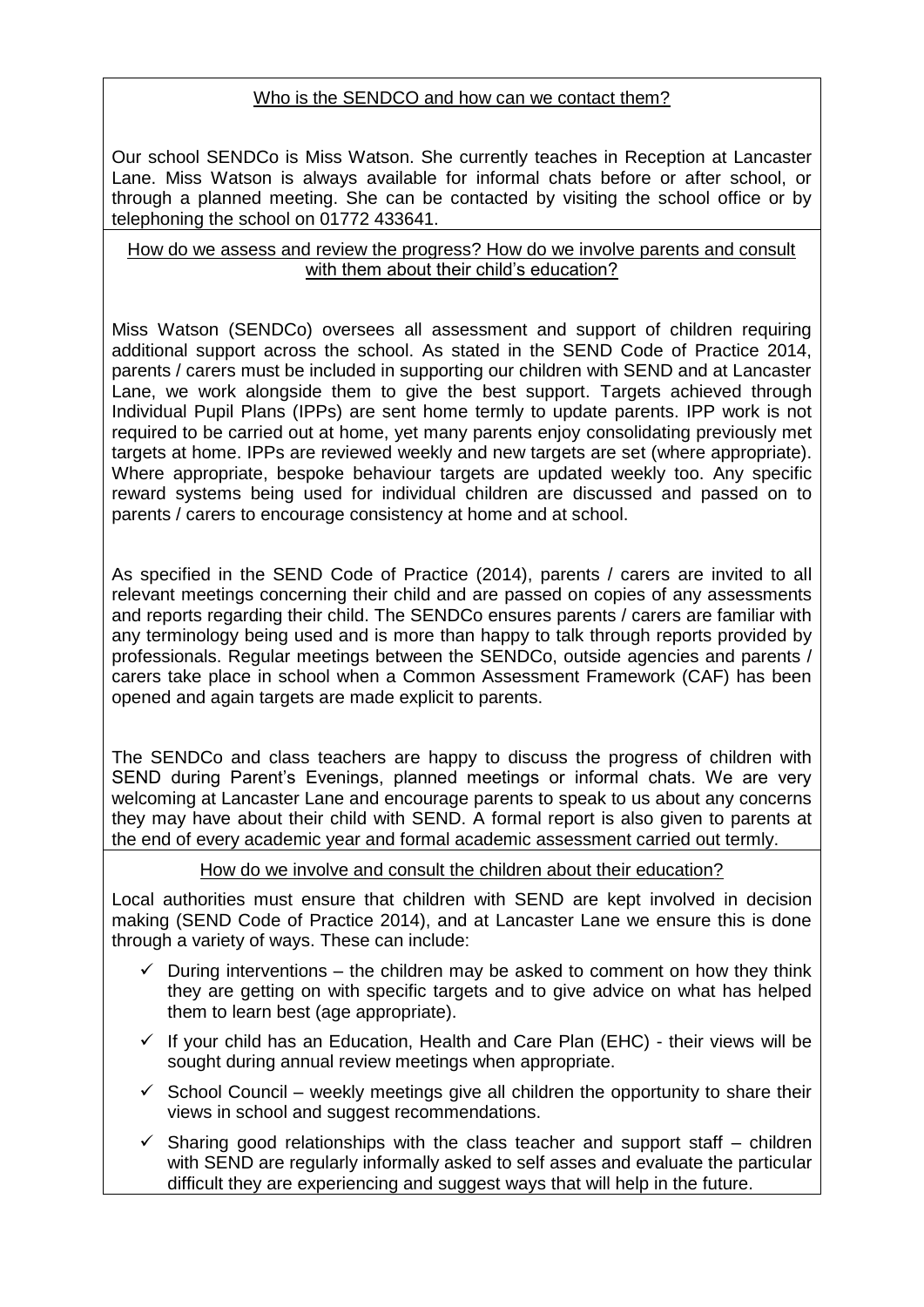## Who is the SENDCO and how can we contact them?

Our school SENDCo is Miss Watson. She currently teaches in Reception at Lancaster Lane. Miss Watson is always available for informal chats before or after school, or through a planned meeting. She can be contacted by visiting the school office or by telephoning the school on 01772 433641.

## How do we assess and review the progress? How do we involve parents and consult with them about their child's education?

Miss Watson (SENDCo) oversees all assessment and support of children requiring additional support across the school. As stated in the SEND Code of Practice 2014, parents / carers must be included in supporting our children with SEND and at Lancaster Lane, we work alongside them to give the best support. Targets achieved through Individual Pupil Plans (IPPs) are sent home termly to update parents. IPP work is not required to be carried out at home, yet many parents enjoy consolidating previously met targets at home. IPPs are reviewed weekly and new targets are set (where appropriate). Where appropriate, bespoke behaviour targets are updated weekly too. Any specific reward systems being used for individual children are discussed and passed on to parents / carers to encourage consistency at home and at school.

As specified in the SEND Code of Practice (2014), parents / carers are invited to all relevant meetings concerning their child and are passed on copies of any assessments and reports regarding their child. The SENDCo ensures parents / carers are familiar with any terminology being used and is more than happy to talk through reports provided by professionals. Regular meetings between the SENDCo, outside agencies and parents / carers take place in school when a Common Assessment Framework (CAF) has been opened and again targets are made explicit to parents.

The SENDCo and class teachers are happy to discuss the progress of children with SEND during Parent's Evenings, planned meetings or informal chats. We are very welcoming at Lancaster Lane and encourage parents to speak to us about any concerns they may have about their child with SEND. A formal report is also given to parents at the end of every academic year and formal academic assessment carried out termly.

## How do we involve and consult the children about their education?

Local authorities must ensure that children with SEND are kept involved in decision making (SEND Code of Practice 2014), and at Lancaster Lane we ensure this is done through a variety of ways. These can include:

- ✓ During interventions – the children may be asked to comment on how they think they are getting on with specific targets and to give advice on what has helped them to learn best (age appropriate).
- ✓ If your child has an Education, Health and Care Plan (EHC) - their views will be sought during annual review meetings when appropriate.
- ✓ School Council – weekly meetings give all children the opportunity to share their views in school and suggest recommendations.
- ✓ Sharing good relationships with the class teacher and support staff – children with SEND are regularly informally asked to self asses and evaluate the particular difficult they are experiencing and suggest ways that will help in the future.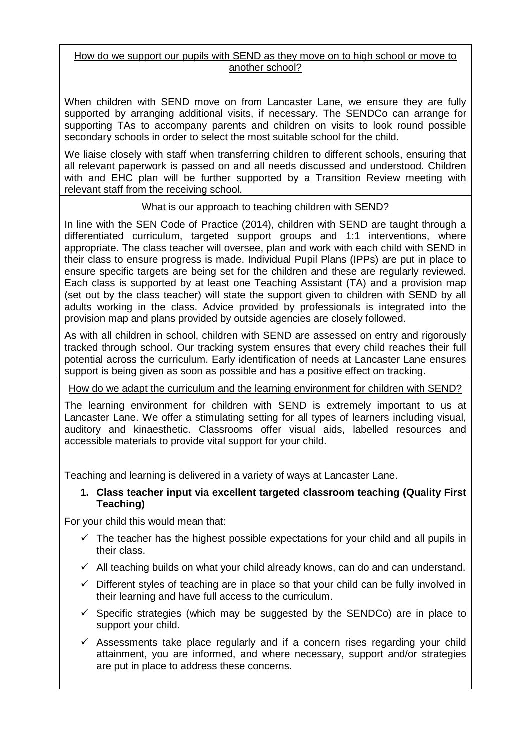## How do we support our pupils with SEND as they move on to high school or move to another school?

When children with SEND move on from Lancaster Lane, we ensure they are fully supported by arranging additional visits, if necessary. The SENDCo can arrange for supporting TAs to accompany parents and children on visits to look round possible secondary schools in order to select the most suitable school for the child.

We liaise closely with staff when transferring children to different schools, ensuring that all relevant paperwork is passed on and all needs discussed and understood. Children with and EHC plan will be further supported by a Transition Review meeting with relevant staff from the receiving school.

## What is our approach to teaching children with SEND?

In line with the SEN Code of Practice (2014), children with SEND are taught through a differentiated curriculum, targeted support groups and 1:1 interventions, where appropriate. The class teacher will oversee, plan and work with each child with SEND in their class to ensure progress is made. Individual Pupil Plans (IPPs) are put in place to ensure specific targets are being set for the children and these are regularly reviewed. Each class is supported by at least one Teaching Assistant (TA) and a provision map (set out by the class teacher) will state the support given to children with SEND by all adults working in the class. Advice provided by professionals is integrated into the provision map and plans provided by outside agencies are closely followed.

As with all children in school, children with SEND are assessed on entry and rigorously tracked through school. Our tracking system ensures that every child reaches their full potential across the curriculum. Early identification of needs at Lancaster Lane ensures support is being given as soon as possible and has a positive effect on tracking.

## How do we adapt the curriculum and the learning environment for children with SEND?

The learning environment for children with SEND is extremely important to us at Lancaster Lane. We offer a stimulating setting for all types of learners including visual, auditory and kinaesthetic. Classrooms offer visual aids, labelled resources and accessible materials to provide vital support for your child.

Teaching and learning is delivered in a variety of ways at Lancaster Lane.

**1. Class teacher input via excellent targeted classroom teaching (Quality First Teaching)**

For your child this would mean that:

- ✓ The teacher has the highest possible expectations for your child and all pupils in their class.
- ✓ All teaching builds on what your child already knows, can do and can understand.
- ✓ Different styles of teaching are in place so that your child can be fully involved in their learning and have full access to the curriculum.
- ✓ Specific strategies (which may be suggested by the SENDCo) are in place to support your child.
- ✓ Assessments take place regularly and if a concern rises regarding your child attainment, you are informed, and where necessary, support and/or strategies are put in place to address these concerns.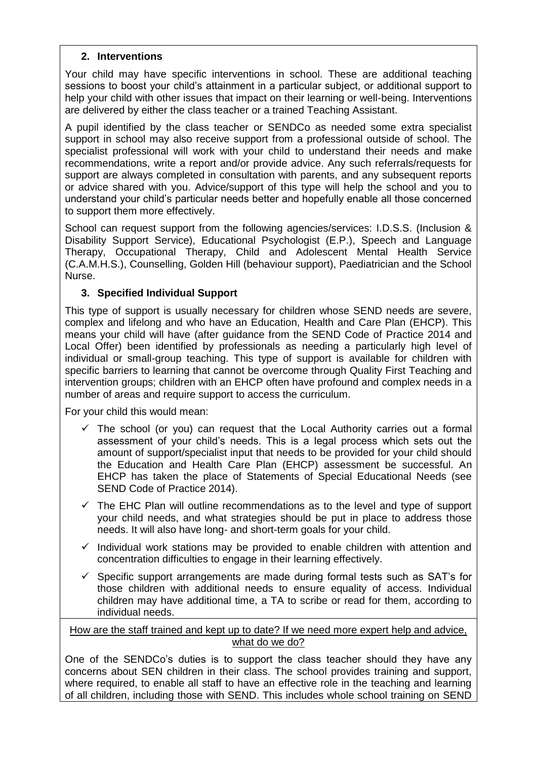## 2. Interventions

Your child may have specific interventions in school. These are additional teaching sessions to boost your child's attainment in a particular subject, or additional support to help your child with other issues that impact on their learning or well-being. Interventions are delivered by either the class teacher or a trained Teaching Assistant.

A pupil identified by the class teacher or SENDCo as needed some extra specialist support in school may also receive support from a professional outside of school. The specialist professional will work with your child to understand their needs and make recommendations, write a report and/or provide advice. Any such referrals/requests for support are always completed in consultation with parents, and any subsequent reports or advice shared with you. Advice/support of this type will help the school and you to understand your child's particular needs better and hopefully enable all those concerned to support them more effectively.

School can request support from the following agencies/services: I.D.S.S. (Inclusion & Disability Support Service), Educational Psychologist (E.P.), Speech and Language Therapy, Occupational Therapy, Child and Adolescent Mental Health Service (C.A.M.H.S.), Counselling, Golden Hill (behaviour support), Paediatrician and the School Nurse.

## 3. Specified Individual Support

This type of support is usually necessary for children whose SEND needs are severe, complex and lifelong and who have an Education, Health and Care Plan (EHCP). This means your child will have (after guidance from the SEND Code of Practice 2014 and Local Offer) been identified by professionals as needing a particularly high level of individual or small-group teaching. This type of support is available for children with specific barriers to learning that cannot be overcome through Quality First Teaching and intervention groups; children with an EHCP often have profound and complex needs in a number of areas and require support to access the curriculum.

For your child this would mean:

- ✓ The school (or you) can request that the Local Authority carries out a formal assessment of your child's needs. This is a legal process which sets out the amount of support/specialist input that needs to be provided for your child should the Education and Health Care Plan (EHCP) assessment be successful. An EHCP has taken the place of Statements of Special Educational Needs (see SEND Code of Practice 2014).
- ✓ The EHC Plan will outline recommendations as to the level and type of support your child needs, and what strategies should be put in place to address those needs. It will also have long- and short-term goals for your child.
- ✓ Individual work stations may be provided to enable children with attention and concentration difficulties to engage in their learning effectively.
- ✓ Specific support arrangements are made during formal tests such as SAT's for those children with additional needs to ensure equality of access. Individual children may have additional time, a TA to scribe or read for them, according to individual needs.

<u>How are the staff trained and kept up to date? If we need more expert help and advice, what do we do?</u>

One of the SENDCo's duties is to support the class teacher should they have any concerns about SEN children in their class. The school provides training and support, where required, to enable all staff to have an effective role in the teaching and learning of all children, including those with SEND. This includes whole school training on SEND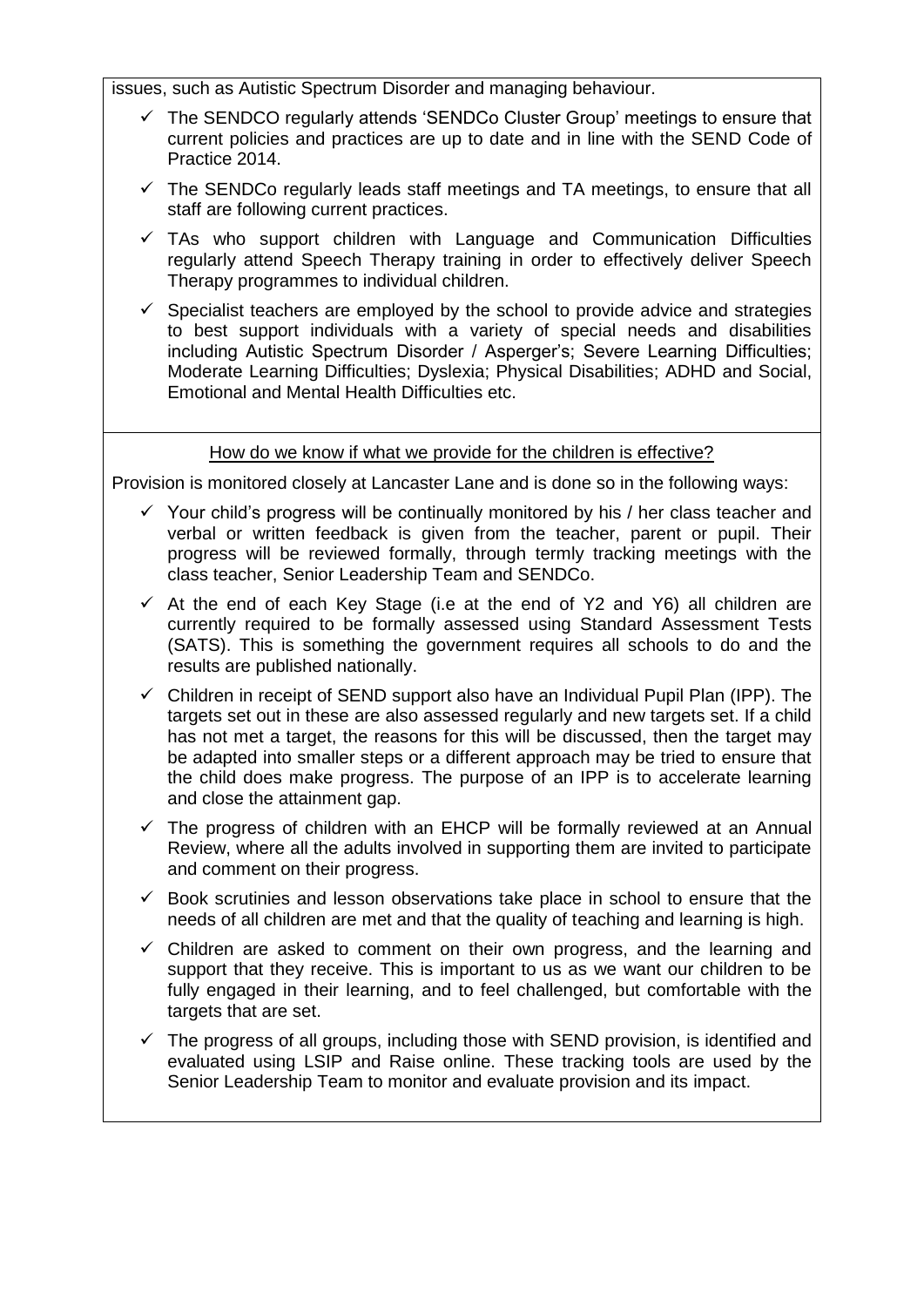issues, such as Autistic Spectrum Disorder and managing behaviour.

- ✓ The SENDCO regularly attends 'SENDCo Cluster Group' meetings to ensure that current policies and practices are up to date and in line with the SEND Code of Practice 2014.
- ✓ The SENDCo regularly leads staff meetings and TA meetings, to ensure that all staff are following current practices.
- ✓ TAs who support children with Language and Communication Difficulties regularly attend Speech Therapy training in order to effectively deliver Speech Therapy programmes to individual children.
- ✓ Specialist teachers are employed by the school to provide advice and strategies to best support individuals with a variety of special needs and disabilities including Autistic Spectrum Disorder / Asperger's; Severe Learning Difficulties; Moderate Learning Difficulties; Dyslexia; Physical Disabilities; ADHD and Social, Emotional and Mental Health Difficulties etc.

<u>How do we know if what we provide for the children is effective?</u>

Provision is monitored closely at Lancaster Lane and is done so in the following ways:

- ✓ Your child's progress will be continually monitored by his / her class teacher and verbal or written feedback is given from the teacher, parent or pupil. Their progress will be reviewed formally, through termly tracking meetings with the class teacher, Senior Leadership Team and SENDCo.
- ✓ At the end of each Key Stage (i.e at the end of Y2 and Y6) all children are currently required to be formally assessed using Standard Assessment Tests (SATS). This is something the government requires all schools to do and the results are published nationally.
- ✓ Children in receipt of SEND support also have an Individual Pupil Plan (IPP). The targets set out in these are also assessed regularly and new targets set. If a child has not met a target, the reasons for this will be discussed, then the target may be adapted into smaller steps or a different approach may be tried to ensure that the child does make progress. The purpose of an IPP is to accelerate learning and close the attainment gap.
- ✓ The progress of children with an EHCP will be formally reviewed at an Annual Review, where all the adults involved in supporting them are invited to participate and comment on their progress.
- ✓ Book scrutinies and lesson observations take place in school to ensure that the needs of all children are met and that the quality of teaching and learning is high.
- ✓ Children are asked to comment on their own progress, and the learning and support that they receive. This is important to us as we want our children to be fully engaged in their learning, and to feel challenged, but comfortable with the targets that are set.
- ✓ The progress of all groups, including those with SEND provision, is identified and evaluated using LSIP and Raise online. These tracking tools are used by the Senior Leadership Team to monitor and evaluate provision and its impact.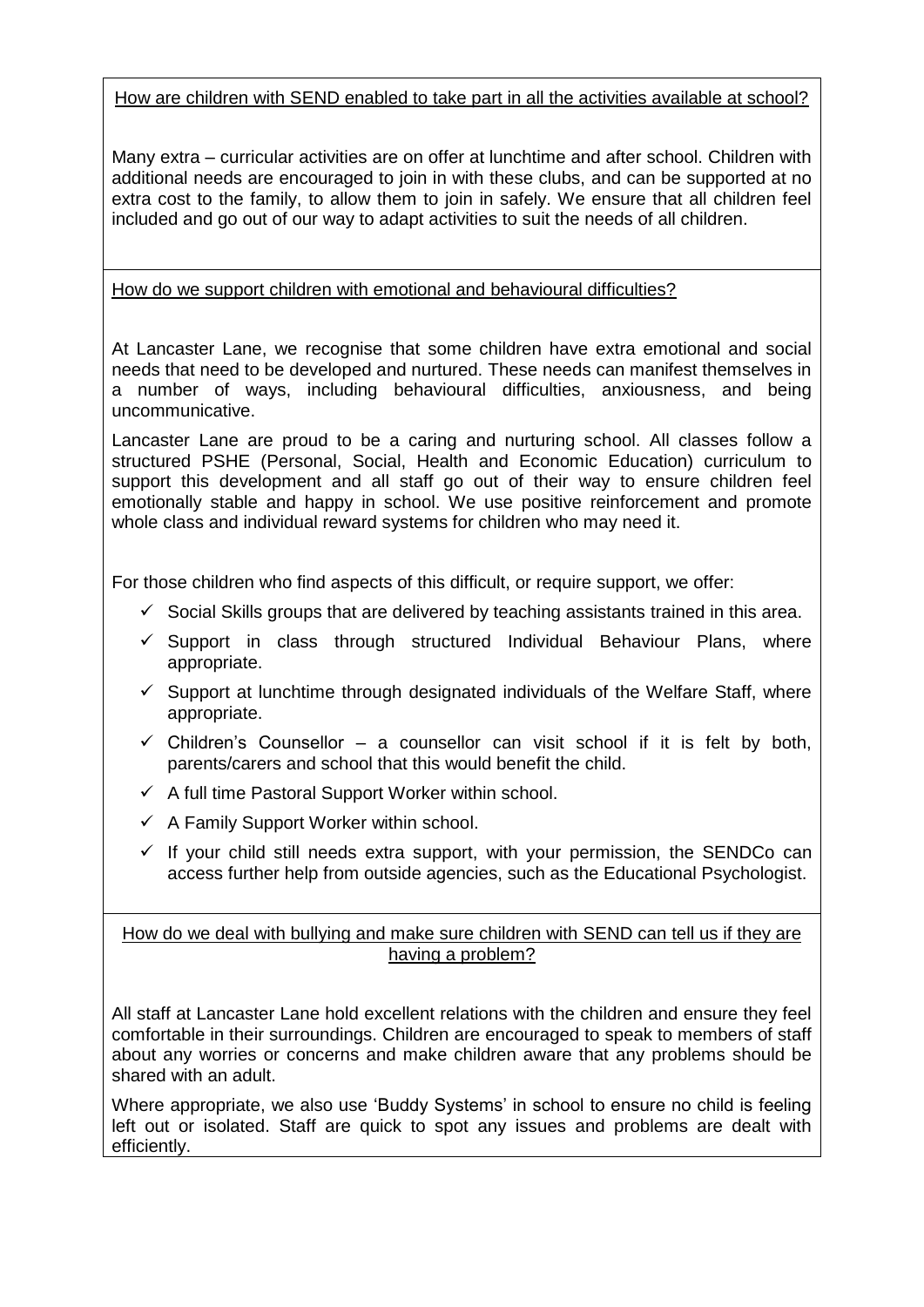## How are children with SEND enabled to take part in all the activities available at school?

Many extra – curricular activities are on offer at lunchtime and after school. Children with additional needs are encouraged to join in with these clubs, and can be supported at no extra cost to the family, to allow them to join in safely. We ensure that all children feel included and go out of our way to adapt activities to suit the needs of all children.

## How do we support children with emotional and behavioural difficulties?

At Lancaster Lane, we recognise that some children have extra emotional and social needs that need to be developed and nurtured. These needs can manifest themselves in a number of ways, including behavioural difficulties, anxiousness, and being uncommunicative.

Lancaster Lane are proud to be a caring and nurturing school. All classes follow a structured PSHE (Personal, Social, Health and Economic Education) curriculum to support this development and all staff go out of their way to ensure children feel emotionally stable and happy in school. We use positive reinforcement and promote whole class and individual reward systems for children who may need it.

For those children who find aspects of this difficult, or require support, we offer:

- ✓ Social Skills groups that are delivered by teaching assistants trained in this area.
- ✓ Support in class through structured Individual Behaviour Plans, where appropriate.
- ✓ Support at lunchtime through designated individuals of the Welfare Staff, where appropriate.
- ✓ Children's Counsellor – a counsellor can visit school if it is felt by both, parents/carers and school that this would benefit the child.
- ✓ A full time Pastoral Support Worker within school.
- ✓ A Family Support Worker within school.
- ✓ If your child still needs extra support, with your permission, the SENDCo can access further help from outside agencies, such as the Educational Psychologist.

## How do we deal with bullying and make sure children with SEND can tell us if they are having a problem?

All staff at Lancaster Lane hold excellent relations with the children and ensure they feel comfortable in their surroundings. Children are encouraged to speak to members of staff about any worries or concerns and make children aware that any problems should be shared with an adult.

Where appropriate, we also use 'Buddy Systems' in school to ensure no child is feeling left out or isolated. Staff are quick to spot any issues and problems are dealt with efficiently.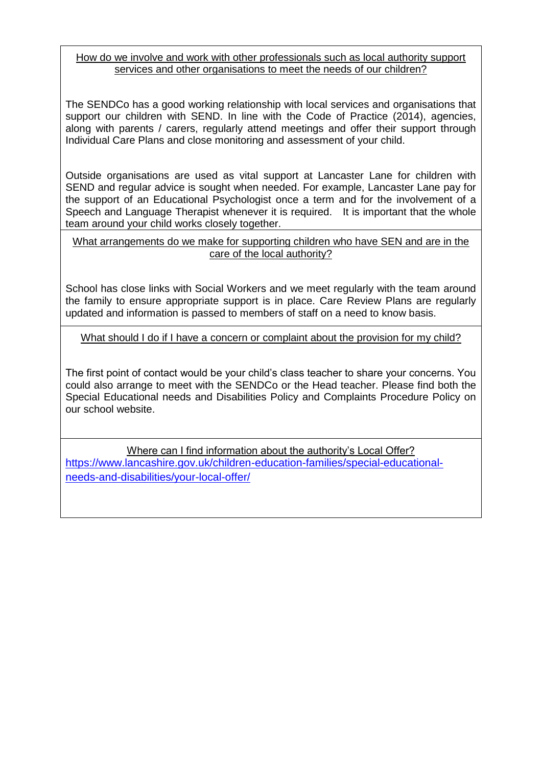How do we involve and work with other professionals such as local authority support services and other organisations to meet the needs of our children?

The SENDCo has a good working relationship with local services and organisations that support our children with SEND. In line with the Code of Practice (2014), agencies, along with parents / carers, regularly attend meetings and offer their support through Individual Care Plans and close monitoring and assessment of your child.

Outside organisations are used as vital support at Lancaster Lane for children with SEND and regular advice is sought when needed. For example, Lancaster Lane pay for the support of an Educational Psychologist once a term and for the involvement of a Speech and Language Therapist whenever it is required. It is important that the whole team around your child works closely together.

What arrangements do we make for supporting children who have SEN and are in the care of the local authority?

School has close links with Social Workers and we meet regularly with the team around the family to ensure appropriate support is in place. Care Review Plans are regularly updated and information is passed to members of staff on a need to know basis.

What should I do if I have a concern or complaint about the provision for my child?

The first point of contact would be your child's class teacher to share your concerns. You could also arrange to meet with the SENDCo or the Head teacher. Please find both the Special Educational needs and Disabilities Policy and Complaints Procedure Policy on our school website.

Where can I find information about the authority's Local Offer?

https://www.lancashire.gov.uk/children-education-families/special-educational-needs-and-disabilities/your-local-offer/